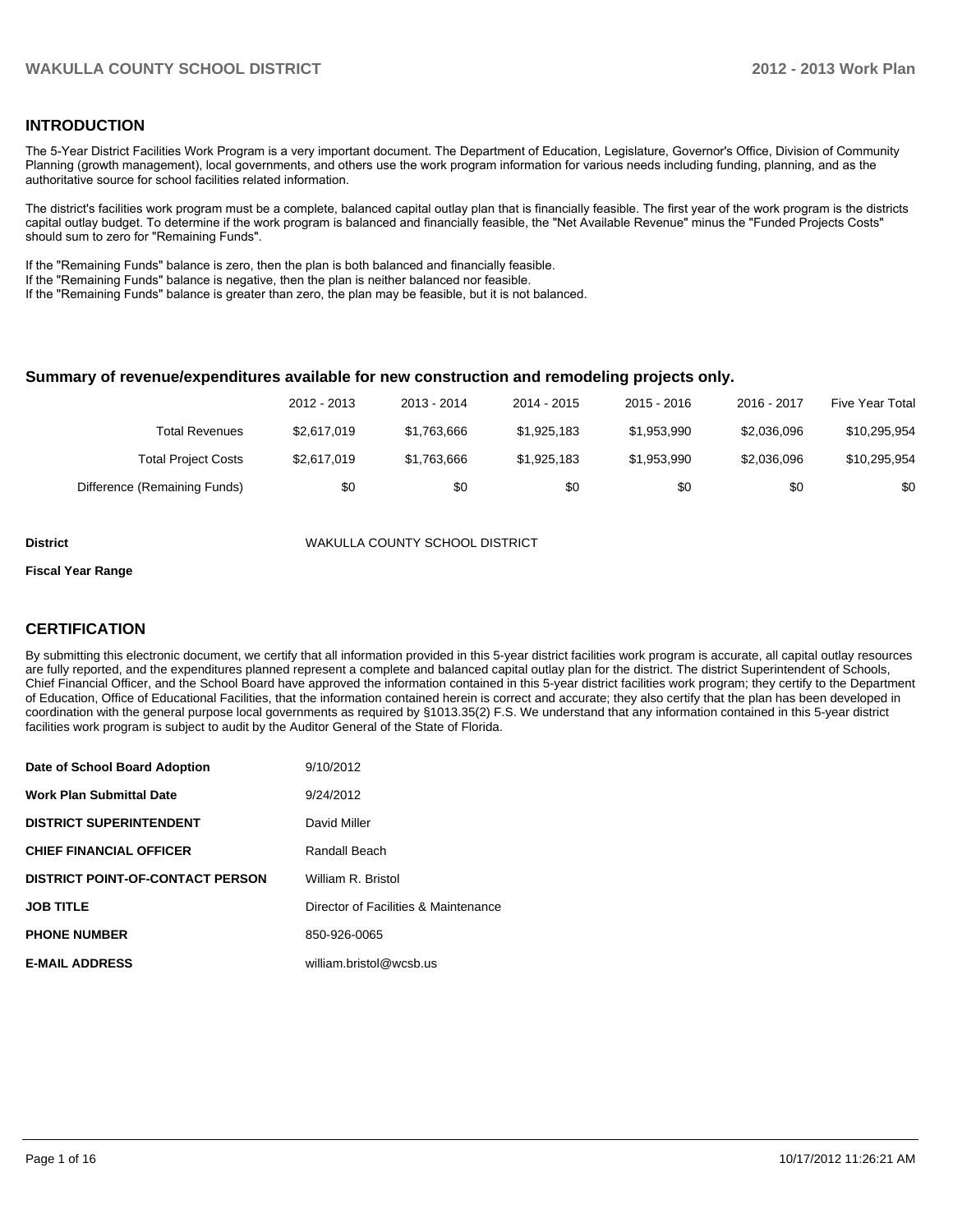## INTRODUCTION

The 5-Year District Facilities Work Program is a very important document. The Department of Education, Legislature, Governor's Office, Division of Community Planning (growth management), local governments, and others use the work program information for various needs including funding, planning, and as the authoritative source for school facilities related information.

The district's facilities work program must be a complete, balanced capital outlay plan that is financially feasible. The first year of the work program is the districts capital outlay budget. To determine if the work program is balanced and financially feasible, the "Net Available Revenue" minus the "Funded Projects Costs" should sum to zero for "Remaining Funds".

If the "Remaining Funds" balance is zero, then the plan is both balanced and financially feasible.
If the "Remaining Funds" balance is negative, then the plan is neither balanced nor feasible.
If the "Remaining Funds" balance is greater than zero, the plan may be feasible, but it is not balanced.

### Summary of revenue/expenditures available for new construction and remodeling projects only.

| | 2012 - 2013 | 2013 - 2014 | 2014 - 2015 | 2015 - 2016 | 2016 - 2017 | Five Year Total |
|---|---|---|---|---|---|---|
| Total Revenues | $2,617,019 | $1,763,666 | $1,925,183 | $1,953,990 | $2,036,096 | $10,295,954 |
| Total Project Costs | $2,617,019 | $1,763,666 | $1,925,183 | $1,953,990 | $2,036,096 | $10,295,954 |
| Difference (Remaining Funds) | $0 | $0 | $0 | $0 | $0 | $0 |

**District** WAKULLA COUNTY SCHOOL DISTRICT

**Fiscal Year Range**

## CERTIFICATION

By submitting this electronic document, we certify that all information provided in this 5-year district facilities work program is accurate, all capital outlay resources are fully reported, and the expenditures planned represent a complete and balanced capital outlay plan for the district. The district Superintendent of Schools, Chief Financial Officer, and the School Board have approved the information contained in this 5-year district facilities work program; they certify to the Department of Education, Office of Educational Facilities, that the information contained herein is correct and accurate; they also certify that the plan has been developed in coordination with the general purpose local governments as required by §1013.35(2) F.S. We understand that any information contained in this 5-year district facilities work program is subject to audit by the Auditor General of the State of Florida.

| | |
|---|---|
| **Date of School Board Adoption** | 9/10/2012 |
| **Work Plan Submittal Date** | 9/24/2012 |
| **DISTRICT SUPERINTENDENT** | David Miller |
| **CHIEF FINANCIAL OFFICER** | Randall Beach |
| **DISTRICT POINT-OF-CONTACT PERSON** | William R. Bristol |
| **JOB TITLE** | Director of Facilities & Maintenance |
| **PHONE NUMBER** | 850-926-0065 |
| **E-MAIL ADDRESS** | william.bristol@wcsb.us |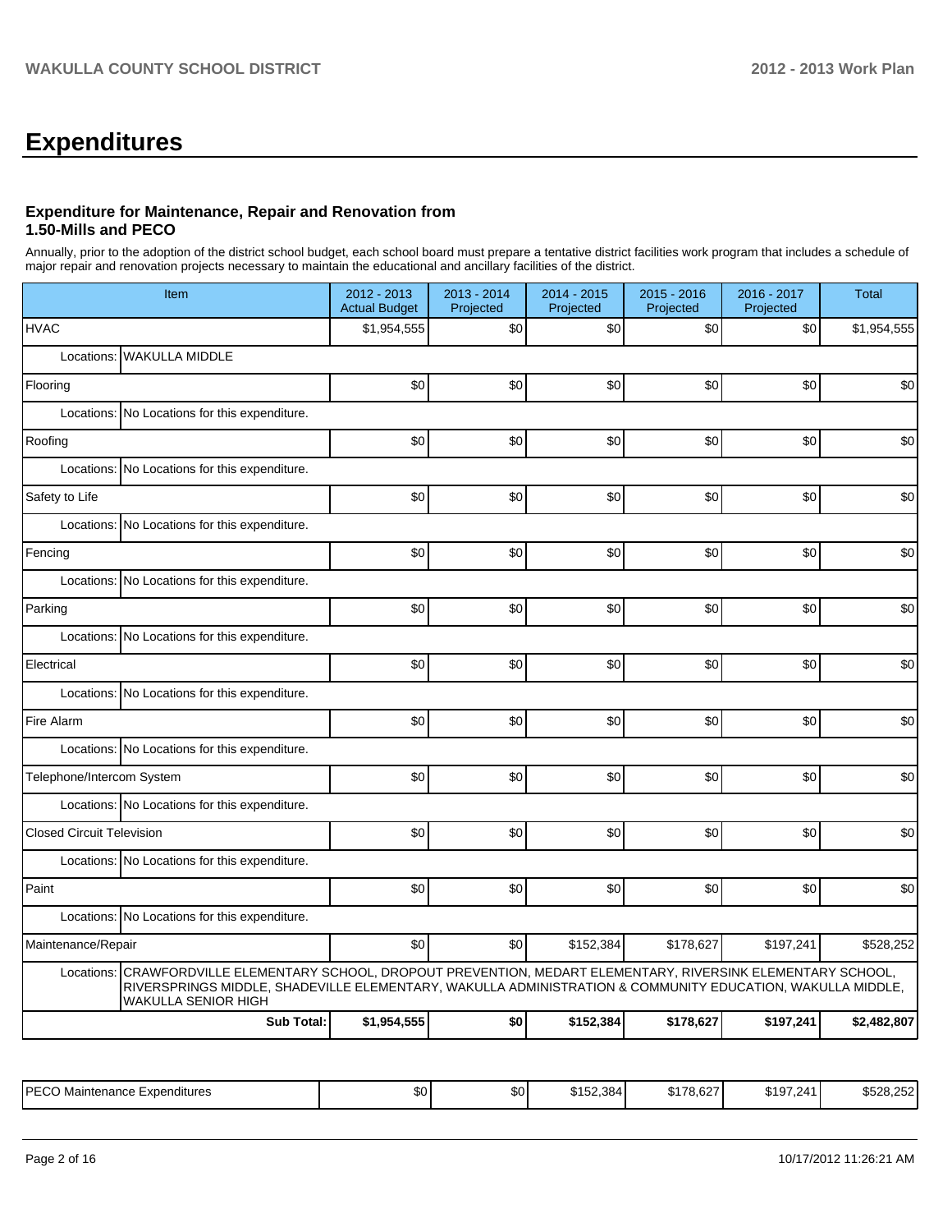# Expenditures

### Expenditure for Maintenance, Repair and Renovation from 1.50-Mills and PECO

Annually, prior to the adoption of the district school budget, each school board must prepare a tentative district facilities work program that includes a schedule of major repair and renovation projects necessary to maintain the educational and ancillary facilities of the district.

| Item | 2012 - 2013 Actual Budget | 2013 - 2014 Projected | 2014 - 2015 Projected | 2015 - 2016 Projected | 2016 - 2017 Projected | Total |
|---|---|---|---|---|---|---|
| HVAC | $1,954,555 | $0 | $0 | $0 | $0 | $1,954,555 |
| Locations: WAKULLA MIDDLE | | | | | | |
| Flooring | $0 | $0 | $0 | $0 | $0 | $0 |
| Locations: No Locations for this expenditure. | | | | | | |
| Roofing | $0 | $0 | $0 | $0 | $0 | $0 |
| Locations: No Locations for this expenditure. | | | | | | |
| Safety to Life | $0 | $0 | $0 | $0 | $0 | $0 |
| Locations: No Locations for this expenditure. | | | | | | |
| Fencing | $0 | $0 | $0 | $0 | $0 | $0 |
| Locations: No Locations for this expenditure. | | | | | | |
| Parking | $0 | $0 | $0 | $0 | $0 | $0 |
| Locations: No Locations for this expenditure. | | | | | | |
| Electrical | $0 | $0 | $0 | $0 | $0 | $0 |
| Locations: No Locations for this expenditure. | | | | | | |
| Fire Alarm | $0 | $0 | $0 | $0 | $0 | $0 |
| Locations: No Locations for this expenditure. | | | | | | |
| Telephone/Intercom System | $0 | $0 | $0 | $0 | $0 | $0 |
| Locations: No Locations for this expenditure. | | | | | | |
| Closed Circuit Television | $0 | $0 | $0 | $0 | $0 | $0 |
| Locations: No Locations for this expenditure. | | | | | | |
| Paint | $0 | $0 | $0 | $0 | $0 | $0 |
| Locations: No Locations for this expenditure. | | | | | | |
| Maintenance/Repair | $0 | $0 | $152,384 | $178,627 | $197,241 | $528,252 |
| Locations: CRAWFORDVILLE ELEMENTARY SCHOOL, DROPOUT PREVENTION, MEDART ELEMENTARY, RIVERSINK ELEMENTARY SCHOOL, RIVERSPRINGS MIDDLE, SHADEVILLE ELEMENTARY, WAKULLA ADMINISTRATION & COMMUNITY EDUCATION, WAKULLA MIDDLE, WAKULLA SENIOR HIGH | | | | | | |
| **Sub Total:** | **$1,954,555** | **$0** | **$152,384** | **$178,627** | **$197,241** | **$2,482,807** |

| | | | | | | |
|---|---|---|---|---|---|---|
| PECO Maintenance Expenditures | $0 | $0 | $152,384 | $178,627 | $197,241 | $528,252 |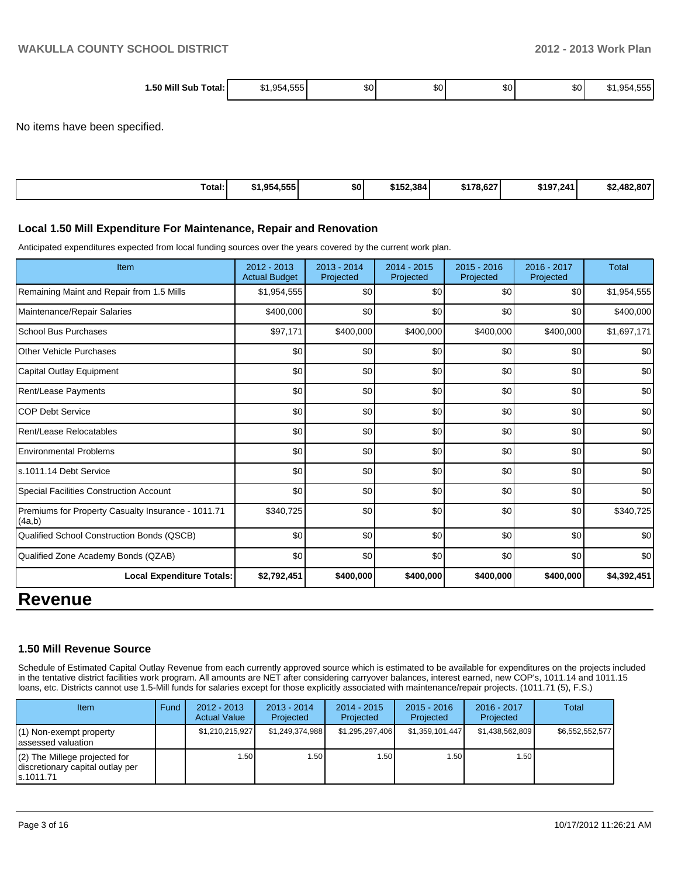| 1.50 Mill Sub Total: | $1,954,555 | $0 | $0 | $0 | $0 | $1,954,555 |
|---|---|---|---|---|---|---|

No items have been specified.

| Total: | $1,954,555 | $0 | $152,384 | $178,627 | $197,241 | $2,482,807 |
|---|---|---|---|---|---|---|

### Local 1.50 Mill Expenditure For Maintenance, Repair and Renovation

Anticipated expenditures expected from local funding sources over the years covered by the current work plan.

| Item | 2012 - 2013 Actual Budget | 2013 - 2014 Projected | 2014 - 2015 Projected | 2015 - 2016 Projected | 2016 - 2017 Projected | Total |
|---|---|---|---|---|---|---|
| Remaining Maint and Repair from 1.5 Mills | $1,954,555 | $0 | $0 | $0 | $0 | $1,954,555 |
| Maintenance/Repair Salaries | $400,000 | $0 | $0 | $0 | $0 | $400,000 |
| School Bus Purchases | $97,171 | $400,000 | $400,000 | $400,000 | $400,000 | $1,697,171 |
| Other Vehicle Purchases | $0 | $0 | $0 | $0 | $0 | $0 |
| Capital Outlay Equipment | $0 | $0 | $0 | $0 | $0 | $0 |
| Rent/Lease Payments | $0 | $0 | $0 | $0 | $0 | $0 |
| COP Debt Service | $0 | $0 | $0 | $0 | $0 | $0 |
| Rent/Lease Relocatables | $0 | $0 | $0 | $0 | $0 | $0 |
| Environmental Problems | $0 | $0 | $0 | $0 | $0 | $0 |
| s.1011.14 Debt Service | $0 | $0 | $0 | $0 | $0 | $0 |
| Special Facilities Construction Account | $0 | $0 | $0 | $0 | $0 | $0 |
| Premiums for Property Casualty Insurance - 1011.71 (4a,b) | $340,725 | $0 | $0 | $0 | $0 | $340,725 |
| Qualified School Construction Bonds (QSCB) | $0 | $0 | $0 | $0 | $0 | $0 |
| Qualified Zone Academy Bonds (QZAB) | $0 | $0 | $0 | $0 | $0 | $0 |
| **Local Expenditure Totals:** | **$2,792,451** | **$400,000** | **$400,000** | **$400,000** | **$400,000** | **$4,392,451** |

# Revenue

### 1.50 Mill Revenue Source

Schedule of Estimated Capital Outlay Revenue from each currently approved source which is estimated to be available for expenditures on the projects included in the tentative district facilities work program. All amounts are NET after considering carryover balances, interest earned, new COP's, 1011.14 and 1011.15 loans, etc. Districts cannot use 1.5-Mill funds for salaries except for those explicitly associated with maintenance/repair projects. (1011.71 (5), F.S.)

| Item | Fund | 2012 - 2013 Actual Value | 2013 - 2014 Projected | 2014 - 2015 Projected | 2015 - 2016 Projected | 2016 - 2017 Projected | Total |
|---|---|---|---|---|---|---|---|
| (1) Non-exempt property assessed valuation | | $1,210,215,927 | $1,249,374,988 | $1,295,297,406 | $1,359,101,447 | $1,438,562,809 | $6,552,552,577 |
| (2) The Millege projected for discretionary capital outlay per s.1011.71 | | 1.50 | 1.50 | 1.50 | 1.50 | 1.50 | |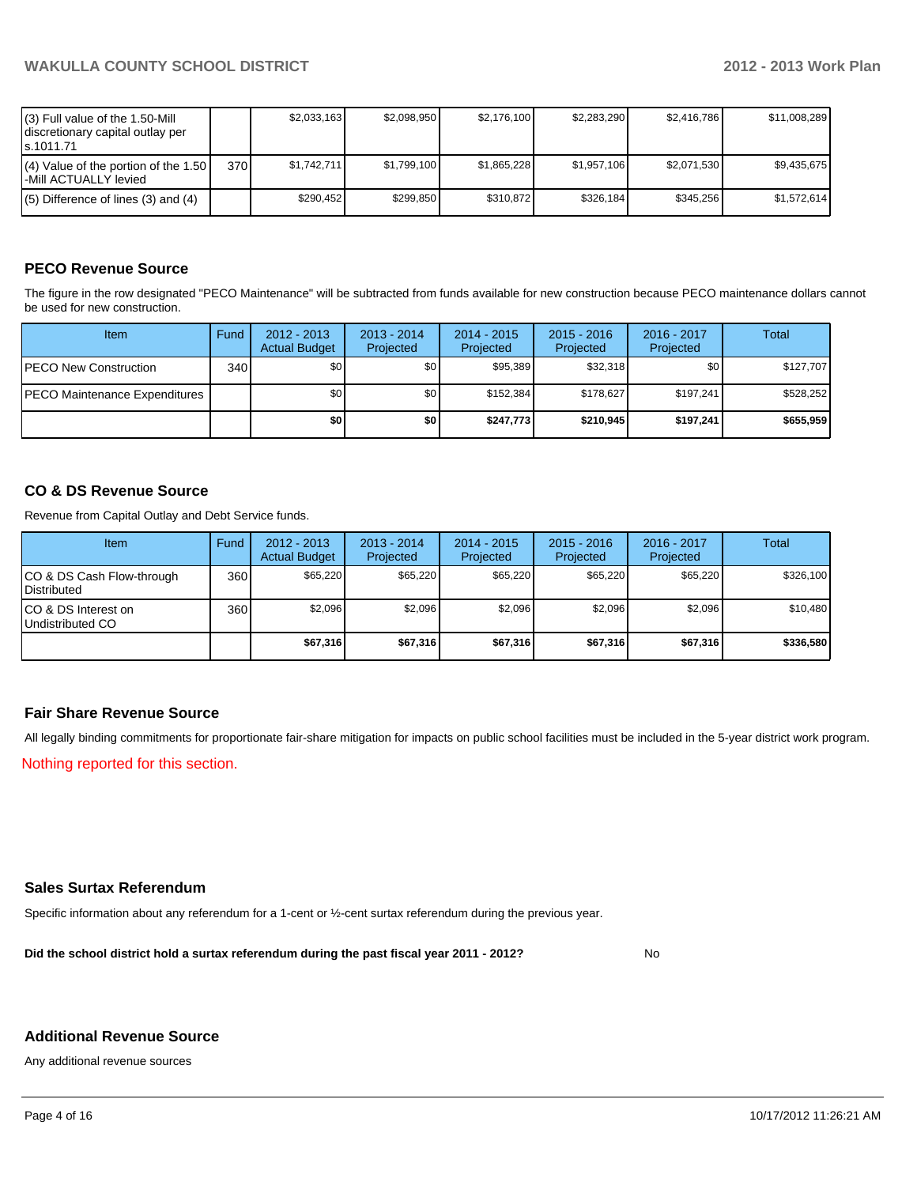| | | | | | | | |
|---|---|---|---|---|---|---|---|
| (3) Full value of the 1.50-Mill discretionary capital outlay per s.1011.71 | | $2,033,163 | $2,098,950 | $2,176,100 | $2,283,290 | $2,416,786 | $11,008,289 |
| (4) Value of the portion of the 1.50 -Mill ACTUALLY levied | 370 | $1,742,711 | $1,799,100 | $1,865,228 | $1,957,106 | $2,071,530 | $9,435,675 |
| (5) Difference of lines (3) and (4) | | $290,452 | $299,850 | $310,872 | $326,184 | $345,256 | $1,572,614 |

## PECO Revenue Source

The figure in the row designated "PECO Maintenance" will be subtracted from funds available for new construction because PECO maintenance dollars cannot be used for new construction.

| Item | Fund | 2012 - 2013 Actual Budget | 2013 - 2014 Projected | 2014 - 2015 Projected | 2015 - 2016 Projected | 2016 - 2017 Projected | Total |
|---|---|---|---|---|---|---|---|
| PECO New Construction | 340 | $0 | $0 | $95,389 | $32,318 | $0 | $127,707 |
| PECO Maintenance Expenditures | | $0 | $0 | $152,384 | $178,627 | $197,241 | $528,252 |
| | | **$0** | **$0** | **$247,773** | **$210,945** | **$197,241** | **$655,959** |

## CO & DS Revenue Source

Revenue from Capital Outlay and Debt Service funds.

| Item | Fund | 2012 - 2013 Actual Budget | 2013 - 2014 Projected | 2014 - 2015 Projected | 2015 - 2016 Projected | 2016 - 2017 Projected | Total |
|---|---|---|---|---|---|---|---|
| CO & DS Cash Flow-through Distributed | 360 | $65,220 | $65,220 | $65,220 | $65,220 | $65,220 | $326,100 |
| CO & DS Interest on Undistributed CO | 360 | $2,096 | $2,096 | $2,096 | $2,096 | $2,096 | $10,480 |
| | | **$67,316** | **$67,316** | **$67,316** | **$67,316** | **$67,316** | **$336,580** |

## Fair Share Revenue Source

All legally binding commitments for proportionate fair-share mitigation for impacts on public school facilities must be included in the 5-year district work program.

Nothing reported for this section.

## Sales Surtax Referendum

Specific information about any referendum for a 1-cent or ½-cent surtax referendum during the previous year.

**Did the school district hold a surtax referendum during the past fiscal year 2011 - 2012?** No

## Additional Revenue Source

Any additional revenue sources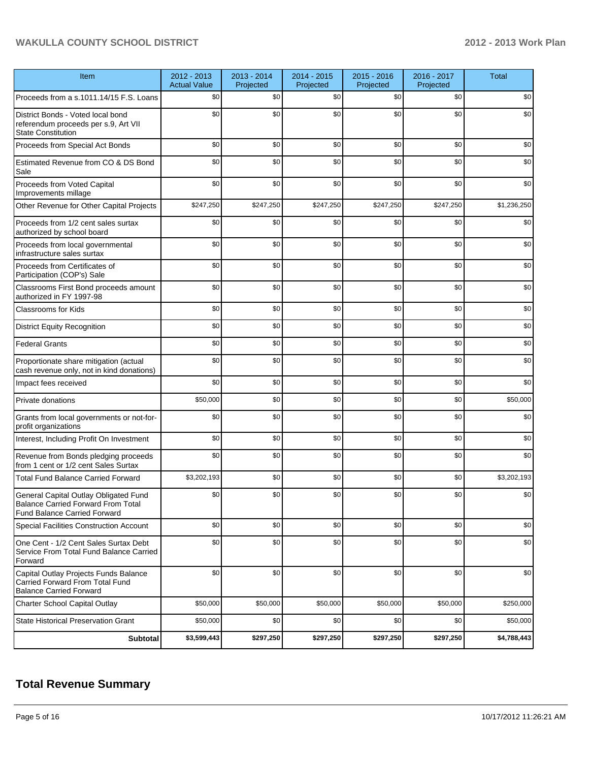| Item | 2012 - 2013 Actual Value | 2013 - 2014 Projected | 2014 - 2015 Projected | 2015 - 2016 Projected | 2016 - 2017 Projected | Total |
|---|---|---|---|---|---|---|
| Proceeds from a s.1011.14/15 F.S. Loans | $0 | $0 | $0 | $0 | $0 | $0 |
| District Bonds - Voted local bond referendum proceeds per s.9, Art VII State Constitution | $0 | $0 | $0 | $0 | $0 | $0 |
| Proceeds from Special Act Bonds | $0 | $0 | $0 | $0 | $0 | $0 |
| Estimated Revenue from CO & DS Bond Sale | $0 | $0 | $0 | $0 | $0 | $0 |
| Proceeds from Voted Capital Improvements millage | $0 | $0 | $0 | $0 | $0 | $0 |
| Other Revenue for Other Capital Projects | $247,250 | $247,250 | $247,250 | $247,250 | $247,250 | $1,236,250 |
| Proceeds from 1/2 cent sales surtax authorized by school board | $0 | $0 | $0 | $0 | $0 | $0 |
| Proceeds from local governmental infrastructure sales surtax | $0 | $0 | $0 | $0 | $0 | $0 |
| Proceeds from Certificates of Participation (COP's) Sale | $0 | $0 | $0 | $0 | $0 | $0 |
| Classrooms First Bond proceeds amount authorized in FY 1997-98 | $0 | $0 | $0 | $0 | $0 | $0 |
| Classrooms for Kids | $0 | $0 | $0 | $0 | $0 | $0 |
| District Equity Recognition | $0 | $0 | $0 | $0 | $0 | $0 |
| Federal Grants | $0 | $0 | $0 | $0 | $0 | $0 |
| Proportionate share mitigation (actual cash revenue only, not in kind donations) | $0 | $0 | $0 | $0 | $0 | $0 |
| Impact fees received | $0 | $0 | $0 | $0 | $0 | $0 |
| Private donations | $50,000 | $0 | $0 | $0 | $0 | $50,000 |
| Grants from local governments or not-for-profit organizations | $0 | $0 | $0 | $0 | $0 | $0 |
| Interest, Including Profit On Investment | $0 | $0 | $0 | $0 | $0 | $0 |
| Revenue from Bonds pledging proceeds from 1 cent or 1/2 cent Sales Surtax | $0 | $0 | $0 | $0 | $0 | $0 |
| Total Fund Balance Carried Forward | $3,202,193 | $0 | $0 | $0 | $0 | $3,202,193 |
| General Capital Outlay Obligated Fund Balance Carried Forward From Total Fund Balance Carried Forward | $0 | $0 | $0 | $0 | $0 | $0 |
| Special Facilities Construction Account | $0 | $0 | $0 | $0 | $0 | $0 |
| One Cent - 1/2 Cent Sales Surtax Debt Service From Total Fund Balance Carried Forward | $0 | $0 | $0 | $0 | $0 | $0 |
| Capital Outlay Projects Funds Balance Carried Forward From Total Fund Balance Carried Forward | $0 | $0 | $0 | $0 | $0 | $0 |
| Charter School Capital Outlay | $50,000 | $50,000 | $50,000 | $50,000 | $50,000 | $250,000 |
| State Historical Preservation Grant | $50,000 | $0 | $0 | $0 | $0 | $50,000 |
| **Subtotal** | **$3,599,443** | **$297,250** | **$297,250** | **$297,250** | **$297,250** | **$4,788,443** |

## Total Revenue Summary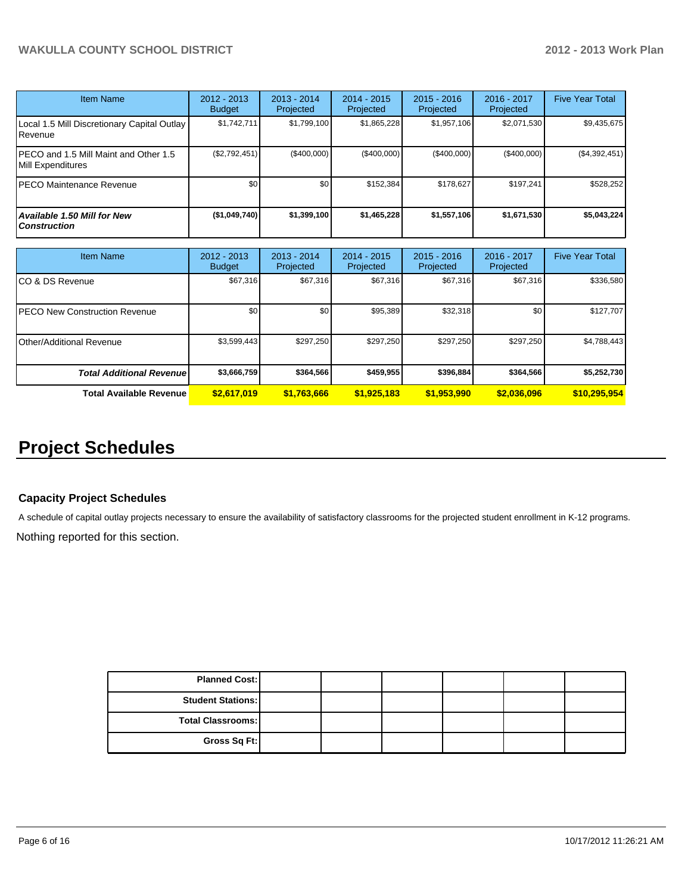| Item Name | 2012 - 2013 Budget | 2013 - 2014 Projected | 2014 - 2015 Projected | 2015 - 2016 Projected | 2016 - 2017 Projected | Five Year Total |
|---|---|---|---|---|---|---|
| Local 1.5 Mill Discretionary Capital Outlay Revenue | $1,742,711 | $1,799,100 | $1,865,228 | $1,957,106 | $2,071,530 | $9,435,675 |
| PECO and 1.5 Mill Maint and Other 1.5 Mill Expenditures | ($2,792,451) | ($400,000) | ($400,000) | ($400,000) | ($400,000) | ($4,392,451) |
| PECO Maintenance Revenue | $0 | $0 | $152,384 | $178,627 | $197,241 | $528,252 |
| ***Available 1.50 Mill for New Construction*** | **($1,049,740)** | **$1,399,100** | **$1,465,228** | **$1,557,106** | **$1,671,530** | **$5,043,224** |

| Item Name | 2012 - 2013 Budget | 2013 - 2014 Projected | 2014 - 2015 Projected | 2015 - 2016 Projected | 2016 - 2017 Projected | Five Year Total |
|---|---|---|---|---|---|---|
| CO & DS Revenue | $67,316 | $67,316 | $67,316 | $67,316 | $67,316 | $336,580 |
| PECO New Construction Revenue | $0 | $0 | $95,389 | $32,318 | $0 | $127,707 |
| Other/Additional Revenue | $3,599,443 | $297,250 | $297,250 | $297,250 | $297,250 | $4,788,443 |
| ***Total Additional Revenue*** | **$3,666,759** | **$364,566** | **$459,955** | **$396,884** | **$364,566** | **$5,252,730** |
| **Total Available Revenue** | **$2,617,019** | **$1,763,666** | **$1,925,183** | **$1,953,990** | **$2,036,096** | **$10,295,954** |

# Project Schedules

### Capacity Project Schedules

A schedule of capital outlay projects necessary to ensure the availability of satisfactory classrooms for the projected student enrollment in K-12 programs.

Nothing reported for this section.

| | | | | | | |
|---|---|---|---|---|---|---|
| **Planned Cost:** | | | | | | |
| **Student Stations:** | | | | | | |
| **Total Classrooms:** | | | | | | |
| **Gross Sq Ft:** | | | | | | |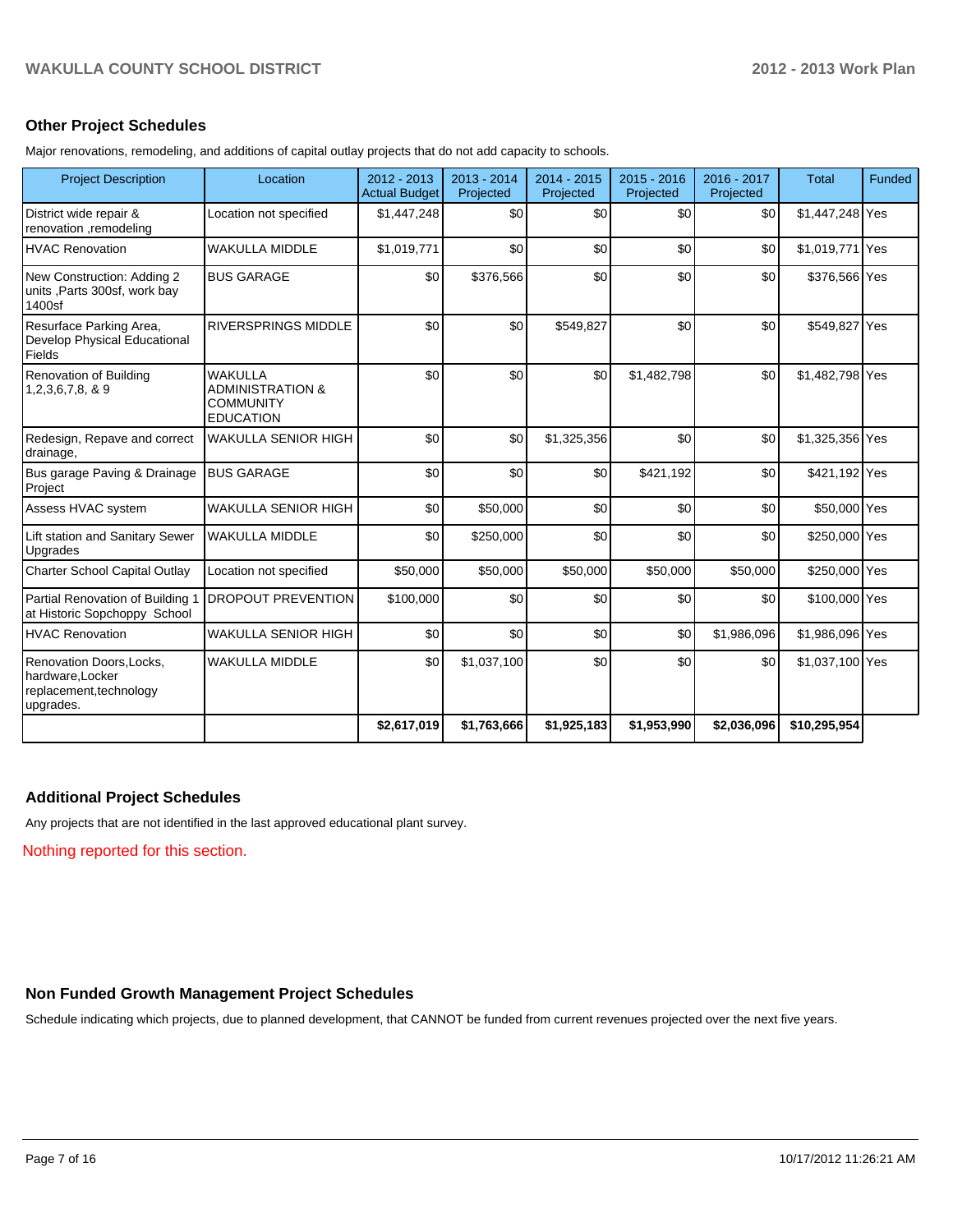## Other Project Schedules

Major renovations, remodeling, and additions of capital outlay projects that do not add capacity to schools.

| Project Description | Location | 2012 - 2013 Actual Budget | 2013 - 2014 Projected | 2014 - 2015 Projected | 2015 - 2016 Projected | 2016 - 2017 Projected | Total | Funded |
|---|---|---|---|---|---|---|---|---|
| District wide repair & renovation ,remodeling | Location not specified | $1,447,248 | $0 | $0 | $0 | $0 | $1,447,248 | Yes |
| HVAC Renovation | WAKULLA MIDDLE | $1,019,771 | $0 | $0 | $0 | $0 | $1,019,771 | Yes |
| New Construction: Adding 2 units ,Parts 300sf, work bay 1400sf | BUS GARAGE | $0 | $376,566 | $0 | $0 | $0 | $376,566 | Yes |
| Resurface Parking Area, Develop Physical Educational Fields | RIVERSPRINGS MIDDLE | $0 | $0 | $549,827 | $0 | $0 | $549,827 | Yes |
| Renovation of Building 1,2,3,6,7,8, & 9 | WAKULLA ADMINISTRATION & COMMUNITY EDUCATION | $0 | $0 | $0 | $1,482,798 | $0 | $1,482,798 | Yes |
| Redesign, Repave and correct drainage, | WAKULLA SENIOR HIGH | $0 | $0 | $1,325,356 | $0 | $0 | $1,325,356 | Yes |
| Bus garage Paving & Drainage Project | BUS GARAGE | $0 | $0 | $0 | $421,192 | $0 | $421,192 | Yes |
| Assess HVAC system | WAKULLA SENIOR HIGH | $0 | $50,000 | $0 | $0 | $0 | $50,000 | Yes |
| Lift station and Sanitary Sewer Upgrades | WAKULLA MIDDLE | $0 | $250,000 | $0 | $0 | $0 | $250,000 | Yes |
| Charter School Capital Outlay | Location not specified | $50,000 | $50,000 | $50,000 | $50,000 | $50,000 | $250,000 | Yes |
| Partial Renovation of Building 1 at Historic Sopchoppy School | DROPOUT PREVENTION | $100,000 | $0 | $0 | $0 | $0 | $100,000 | Yes |
| HVAC Renovation | WAKULLA SENIOR HIGH | $0 | $0 | $0 | $0 | $1,986,096 | $1,986,096 | Yes |
| Renovation Doors,Locks, hardware,Locker replacement,technology upgrades. | WAKULLA MIDDLE | $0 | $1,037,100 | $0 | $0 | $0 | $1,037,100 | Yes |
| | | **$2,617,019** | **$1,763,666** | **$1,925,183** | **$1,953,990** | **$2,036,096** | **$10,295,954** | |

## Additional Project Schedules

Any projects that are not identified in the last approved educational plant survey.

Nothing reported for this section.

## Non Funded Growth Management Project Schedules

Schedule indicating which projects, due to planned development, that CANNOT be funded from current revenues projected over the next five years.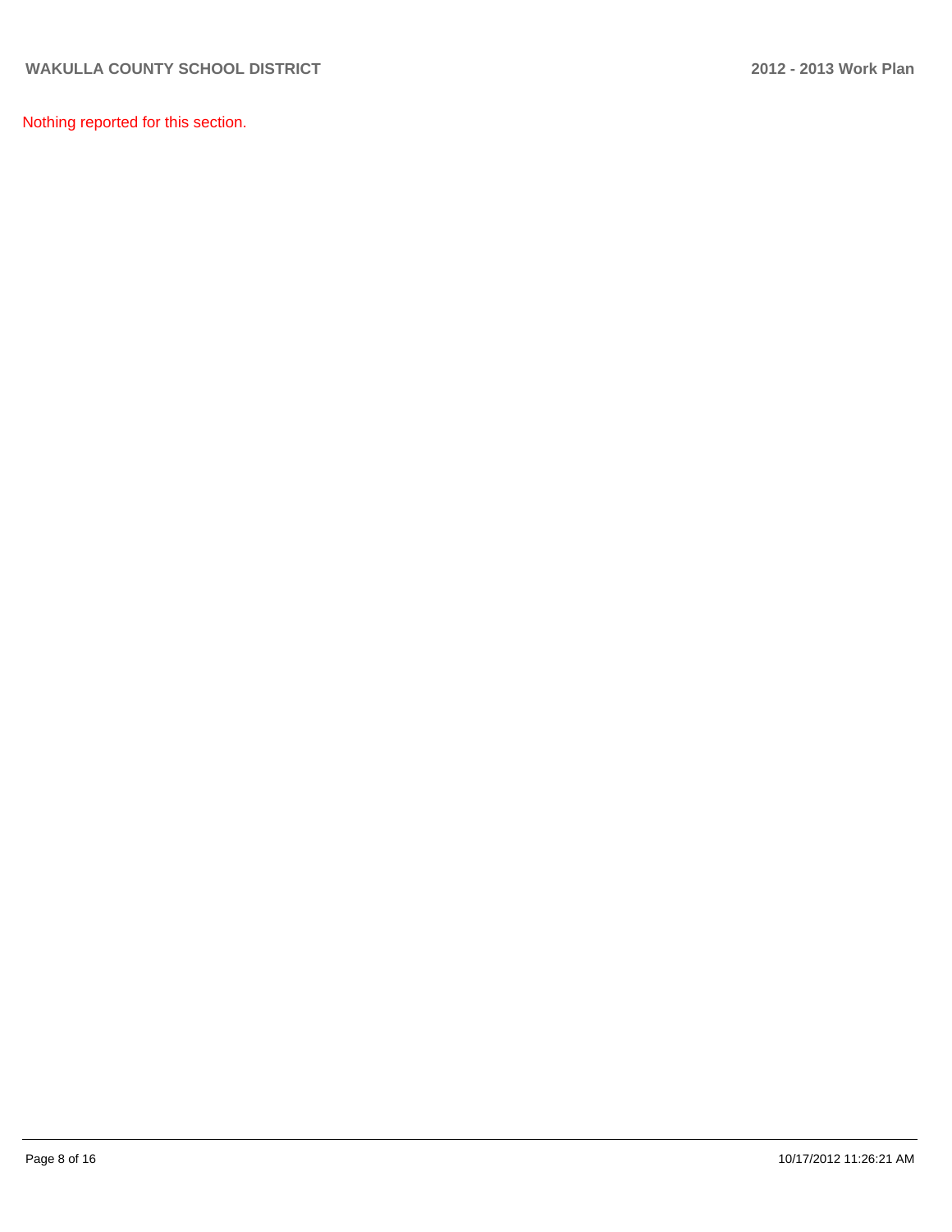Nothing reported for this section.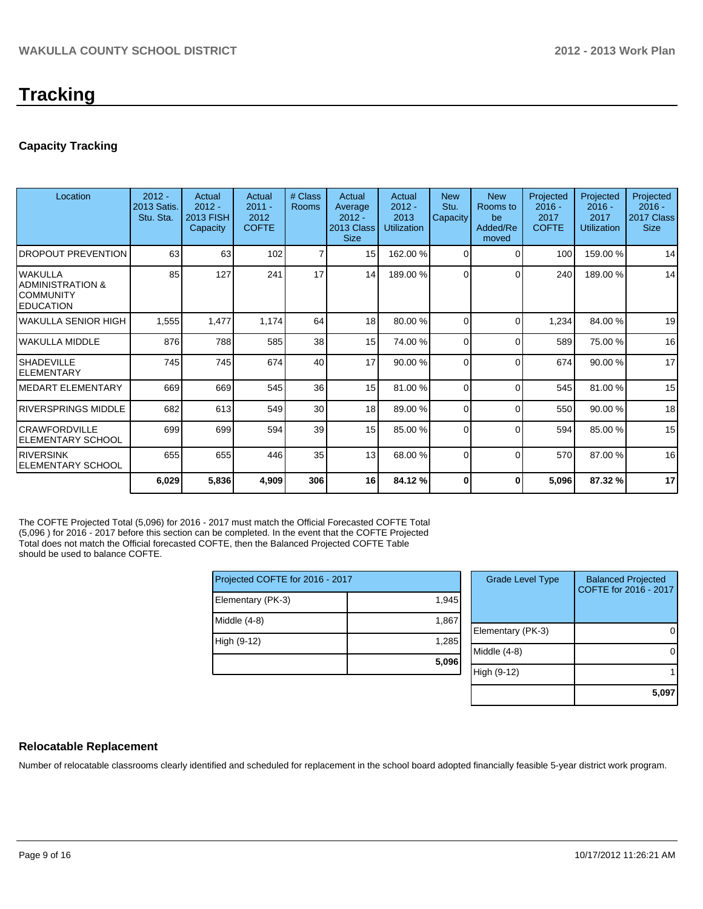# Tracking

## Capacity Tracking

| Location | 2012 - 2013 Satis. Stu. Sta. | Actual 2012 - 2013 FISH Capacity | Actual 2011 - 2012 COFTE | # Class Rooms | Actual Average 2012 - 2013 Class Size | Actual 2012 - 2013 Utilization | New Stu. Capacity | New Rooms to be Added/Removed | Projected 2016 - 2017 COFTE | Projected 2016 - 2017 Utilization | Projected 2016 - 2017 Class Size |
|---|---|---|---|---|---|---|---|---|---|---|---|
| DROPOUT PREVENTION | 63 | 63 | 102 | 7 | 15 | 162.00 % | 0 | 0 | 100 | 159.00 % | 14 |
| WAKULLA ADMINISTRATION & COMMUNITY EDUCATION | 85 | 127 | 241 | 17 | 14 | 189.00 % | 0 | 0 | 240 | 189.00 % | 14 |
| WAKULLA SENIOR HIGH | 1,555 | 1,477 | 1,174 | 64 | 18 | 80.00 % | 0 | 0 | 1,234 | 84.00 % | 19 |
| WAKULLA MIDDLE | 876 | 788 | 585 | 38 | 15 | 74.00 % | 0 | 0 | 589 | 75.00 % | 16 |
| SHADEVILLE ELEMENTARY | 745 | 745 | 674 | 40 | 17 | 90.00 % | 0 | 0 | 674 | 90.00 % | 17 |
| MEDART ELEMENTARY | 669 | 669 | 545 | 36 | 15 | 81.00 % | 0 | 0 | 545 | 81.00 % | 15 |
| RIVERSPRINGS MIDDLE | 682 | 613 | 549 | 30 | 18 | 89.00 % | 0 | 0 | 550 | 90.00 % | 18 |
| CRAWFORDVILLE ELEMENTARY SCHOOL | 699 | 699 | 594 | 39 | 15 | 85.00 % | 0 | 0 | 594 | 85.00 % | 15 |
| RIVERSINK ELEMENTARY SCHOOL | 655 | 655 | 446 | 35 | 13 | 68.00 % | 0 | 0 | 570 | 87.00 % | 16 |
| | **6,029** | **5,836** | **4,909** | **306** | **16** | **84.12 %** | **0** | **0** | **5,096** | **87.32 %** | **17** |

The COFTE Projected Total (5,096) for 2016 - 2017 must match the Official Forecasted COFTE Total (5,096 ) for 2016 - 2017 before this section can be completed. In the event that the COFTE Projected Total does not match the Official forecasted COFTE, then the Balanced Projected COFTE Table should be used to balance COFTE.

| Projected COFTE for 2016 - 2017 | |
|---|---|
| Elementary (PK-3) | 1,945 |
| Middle (4-8) | 1,867 |
| High (9-12) | 1,285 |
| | **5,096** |

| Grade Level Type | Balanced Projected COFTE for 2016 - 2017 |
|---|---|
| Elementary (PK-3) | 0 |
| Middle (4-8) | 0 |
| High (9-12) | 1 |
| | **5,097** |

## Relocatable Replacement

Number of relocatable classrooms clearly identified and scheduled for replacement in the school board adopted financially feasible 5-year district work program.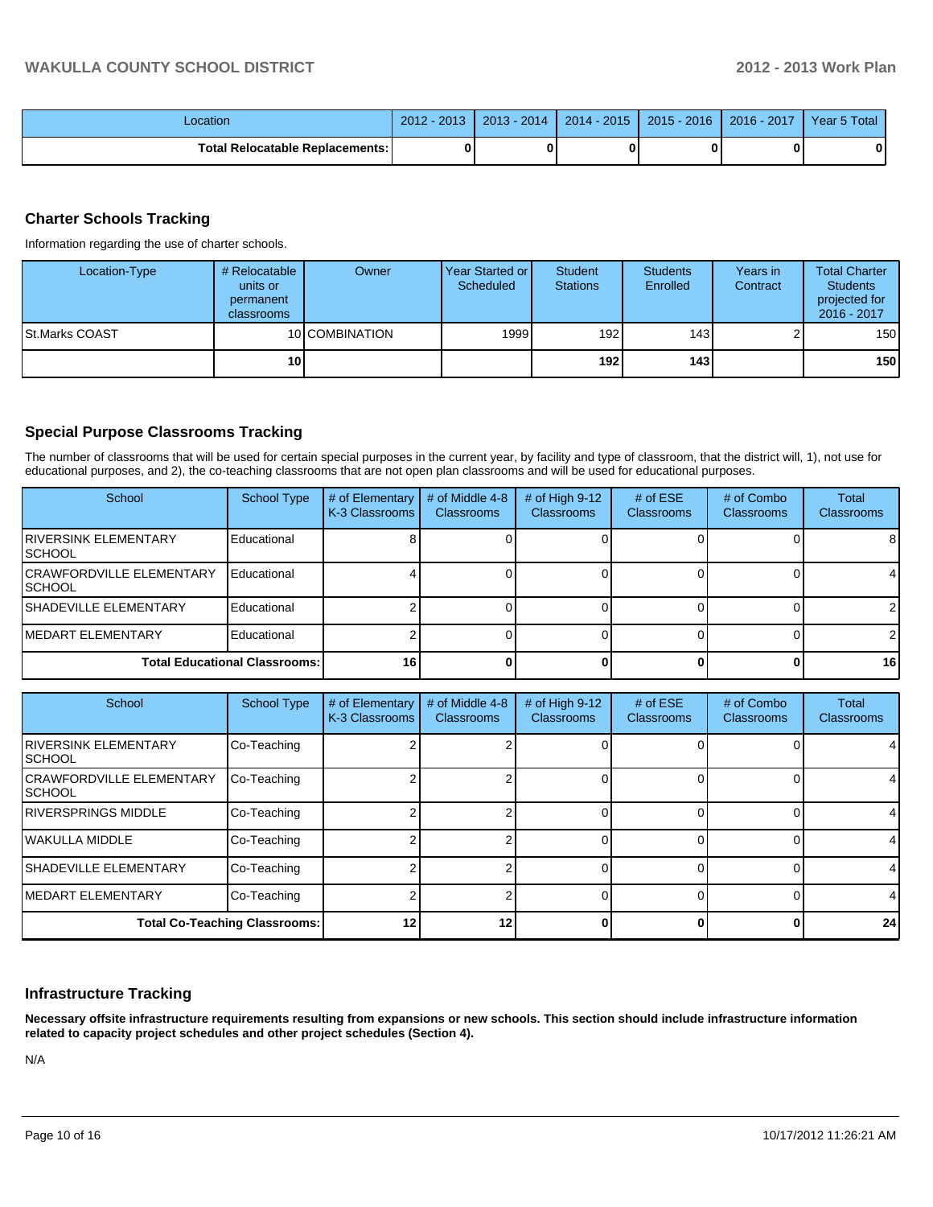| Location | 2012 - 2013 | 2013 - 2014 | 2014 - 2015 | 2015 - 2016 | 2016 - 2017 | Year 5 Total |
| --- | --- | --- | --- | --- | --- | --- |
| Total Relocatable Replacements: | 0 | 0 | 0 | 0 | 0 | 0 |

## Charter Schools Tracking

Information regarding the use of charter schools.

| Location-Type | # Relocatable units or permanent classrooms | Owner | Year Started or Scheduled | Student Stations | Students Enrolled | Years in Contract | Total Charter Students projected for 2016 - 2017 |
| --- | --- | --- | --- | --- | --- | --- | --- |
| St.Marks COAST | 10 | COMBINATION | 1999 | 192 | 143 | 2 | 150 |
| | 10 | | | 192 | 143 | | 150 |

## Special Purpose Classrooms Tracking

The number of classrooms that will be used for certain special purposes in the current year, by facility and type of classroom, that the district will, 1), not use for educational purposes, and 2), the co-teaching classrooms that are not open plan classrooms and will be used for educational purposes.

| School | School Type | # of Elementary K-3 Classrooms | # of Middle 4-8 Classrooms | # of High 9-12 Classrooms | # of ESE Classrooms | # of Combo Classrooms | Total Classrooms |
| --- | --- | --- | --- | --- | --- | --- | --- |
| RIVERSINK ELEMENTARY SCHOOL | Educational | 8 | 0 | 0 | 0 | 0 | 8 |
| CRAWFORDVILLE ELEMENTARY SCHOOL | Educational | 4 | 0 | 0 | 0 | 0 | 4 |
| SHADEVILLE ELEMENTARY | Educational | 2 | 0 | 0 | 0 | 0 | 2 |
| MEDART ELEMENTARY | Educational | 2 | 0 | 0 | 0 | 0 | 2 |
| Total Educational Classrooms: | | 16 | 0 | 0 | 0 | 0 | 16 |

| School | School Type | # of Elementary K-3 Classrooms | # of Middle 4-8 Classrooms | # of High 9-12 Classrooms | # of ESE Classrooms | # of Combo Classrooms | Total Classrooms |
| --- | --- | --- | --- | --- | --- | --- | --- |
| RIVERSINK ELEMENTARY SCHOOL | Co-Teaching | 2 | 2 | 0 | 0 | 0 | 4 |
| CRAWFORDVILLE ELEMENTARY SCHOOL | Co-Teaching | 2 | 2 | 0 | 0 | 0 | 4 |
| RIVERSPRINGS MIDDLE | Co-Teaching | 2 | 2 | 0 | 0 | 0 | 4 |
| WAKULLA MIDDLE | Co-Teaching | 2 | 2 | 0 | 0 | 0 | 4 |
| SHADEVILLE ELEMENTARY | Co-Teaching | 2 | 2 | 0 | 0 | 0 | 4 |
| MEDART ELEMENTARY | Co-Teaching | 2 | 2 | 0 | 0 | 0 | 4 |
| Total Co-Teaching Classrooms: | | 12 | 12 | 0 | 0 | 0 | 24 |

## Infrastructure Tracking

**Necessary offsite infrastructure requirements resulting from expansions or new schools. This section should include infrastructure information related to capacity project schedules and other project schedules (Section 4).**

N/A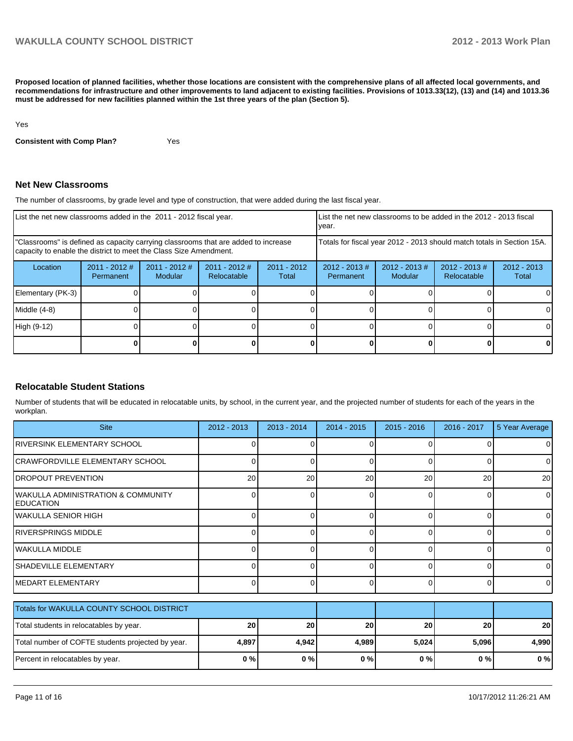**Proposed location of planned facilities, whether those locations are consistent with the comprehensive plans of all affected local governments, and recommendations for infrastructure and other improvements to land adjacent to existing facilities. Provisions of 1013.33(12), (13) and (14) and 1013.36 must be addressed for new facilities planned within the 1st three years of the plan (Section 5).**

Yes

**Consistent with Comp Plan?** Yes

## Net New Classrooms

The number of classrooms, by grade level and type of construction, that were added during the last fiscal year.

| List the net new classrooms added in the 2011 - 2012 fiscal year. | | | | | List the net new classrooms to be added in the 2012 - 2013 fiscal year. | | | |
|---|---|---|---|---|---|---|---|---|
| "Classrooms" is defined as capacity carrying classrooms that are added to increase capacity to enable the district to meet the Class Size Amendment. | | | | | Totals for fiscal year 2012 - 2013 should match totals in Section 15A. | | | |
| Location | 2011 - 2012 # Permanent | 2011 - 2012 # Modular | 2011 - 2012 # Relocatable | 2011 - 2012 Total | 2012 - 2013 # Permanent | 2012 - 2013 # Modular | 2012 - 2013 # Relocatable | 2012 - 2013 Total |
| Elementary (PK-3) | 0 | 0 | 0 | 0 | 0 | 0 | 0 | 0 |
| Middle (4-8) | 0 | 0 | 0 | 0 | 0 | 0 | 0 | 0 |
| High (9-12) | 0 | 0 | 0 | 0 | 0 | 0 | 0 | 0 |
| | **0** | **0** | **0** | **0** | **0** | **0** | **0** | **0** |

## Relocatable Student Stations

Number of students that will be educated in relocatable units, by school, in the current year, and the projected number of students for each of the years in the workplan.

| Site | 2012 - 2013 | 2013 - 2014 | 2014 - 2015 | 2015 - 2016 | 2016 - 2017 | 5 Year Average |
|---|---|---|---|---|---|---|
| RIVERSINK ELEMENTARY SCHOOL | 0 | 0 | 0 | 0 | 0 | 0 |
| CRAWFORDVILLE ELEMENTARY SCHOOL | 0 | 0 | 0 | 0 | 0 | 0 |
| DROPOUT PREVENTION | 20 | 20 | 20 | 20 | 20 | 20 |
| WAKULLA ADMINISTRATION & COMMUNITY EDUCATION | 0 | 0 | 0 | 0 | 0 | 0 |
| WAKULLA SENIOR HIGH | 0 | 0 | 0 | 0 | 0 | 0 |
| RIVERSPRINGS MIDDLE | 0 | 0 | 0 | 0 | 0 | 0 |
| WAKULLA MIDDLE | 0 | 0 | 0 | 0 | 0 | 0 |
| SHADEVILLE ELEMENTARY | 0 | 0 | 0 | 0 | 0 | 0 |
| MEDART ELEMENTARY | 0 | 0 | 0 | 0 | 0 | 0 |

| Totals for WAKULLA COUNTY SCHOOL DISTRICT | | | | | | |
|---|---|---|---|---|---|---|
| Total students in relocatables by year. | **20** | **20** | **20** | **20** | **20** | **20** |
| Total number of COFTE students projected by year. | **4,897** | **4,942** | **4,989** | **5,024** | **5,096** | **4,990** |
| Percent in relocatables by year. | **0 %** | **0 %** | **0 %** | **0 %** | **0 %** | **0 %** |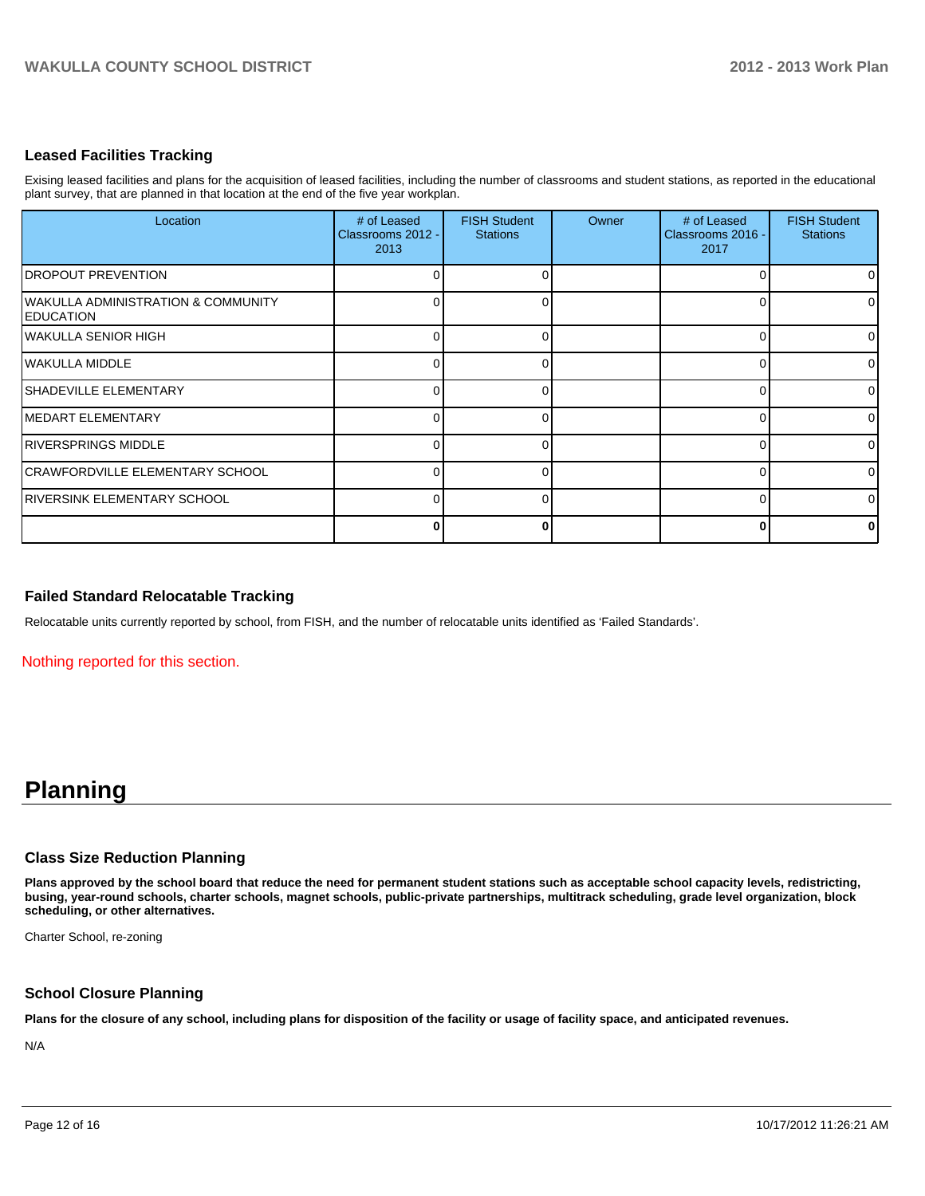### Leased Facilities Tracking

Exising leased facilities and plans for the acquisition of leased facilities, including the number of classrooms and student stations, as reported in the educational plant survey, that are planned in that location at the end of the five year workplan.

| Location | # of Leased Classrooms 2012 - 2013 | FISH Student Stations | Owner | # of Leased Classrooms 2016 - 2017 | FISH Student Stations |
|---|---|---|---|---|---|
| DROPOUT PREVENTION | 0 | 0 | | 0 | 0 |
| WAKULLA ADMINISTRATION & COMMUNITY EDUCATION | 0 | 0 | | 0 | 0 |
| WAKULLA SENIOR HIGH | 0 | 0 | | 0 | 0 |
| WAKULLA MIDDLE | 0 | 0 | | 0 | 0 |
| SHADEVILLE ELEMENTARY | 0 | 0 | | 0 | 0 |
| MEDART ELEMENTARY | 0 | 0 | | 0 | 0 |
| RIVERSPRINGS MIDDLE | 0 | 0 | | 0 | 0 |
| CRAWFORDVILLE ELEMENTARY SCHOOL | 0 | 0 | | 0 | 0 |
| RIVERSINK ELEMENTARY SCHOOL | 0 | 0 | | 0 | 0 |
| | **0** | **0** | | **0** | **0** |

### Failed Standard Relocatable Tracking

Relocatable units currently reported by school, from FISH, and the number of relocatable units identified as 'Failed Standards'.

Nothing reported for this section.

# Planning

### Class Size Reduction Planning

**Plans approved by the school board that reduce the need for permanent student stations such as acceptable school capacity levels, redistricting, busing, year-round schools, charter schools, magnet schools, public-private partnerships, multitrack scheduling, grade level organization, block scheduling, or other alternatives.**

Charter School, re-zoning

### School Closure Planning

**Plans for the closure of any school, including plans for disposition of the facility or usage of facility space, and anticipated revenues.**

N/A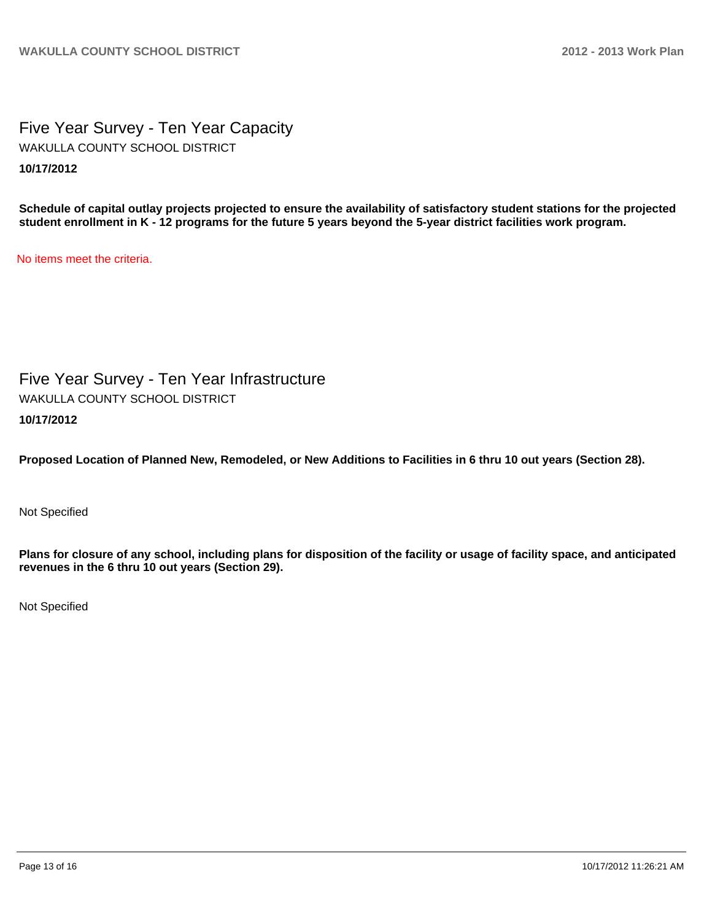## Five Year Survey - Ten Year Capacity

WAKULLA COUNTY SCHOOL DISTRICT

**10/17/2012**

**Schedule of capital outlay projects projected to ensure the availability of satisfactory student stations for the projected student enrollment in K - 12 programs for the future 5 years beyond the 5-year district facilities work program.**

No items meet the criteria.

## Five Year Survey - Ten Year Infrastructure

WAKULLA COUNTY SCHOOL DISTRICT

**10/17/2012**

**Proposed Location of Planned New, Remodeled, or New Additions to Facilities in 6 thru 10 out years (Section 28).**

Not Specified

**Plans for closure of any school, including plans for disposition of the facility or usage of facility space, and anticipated revenues in the 6 thru 10 out years (Section 29).**

Not Specified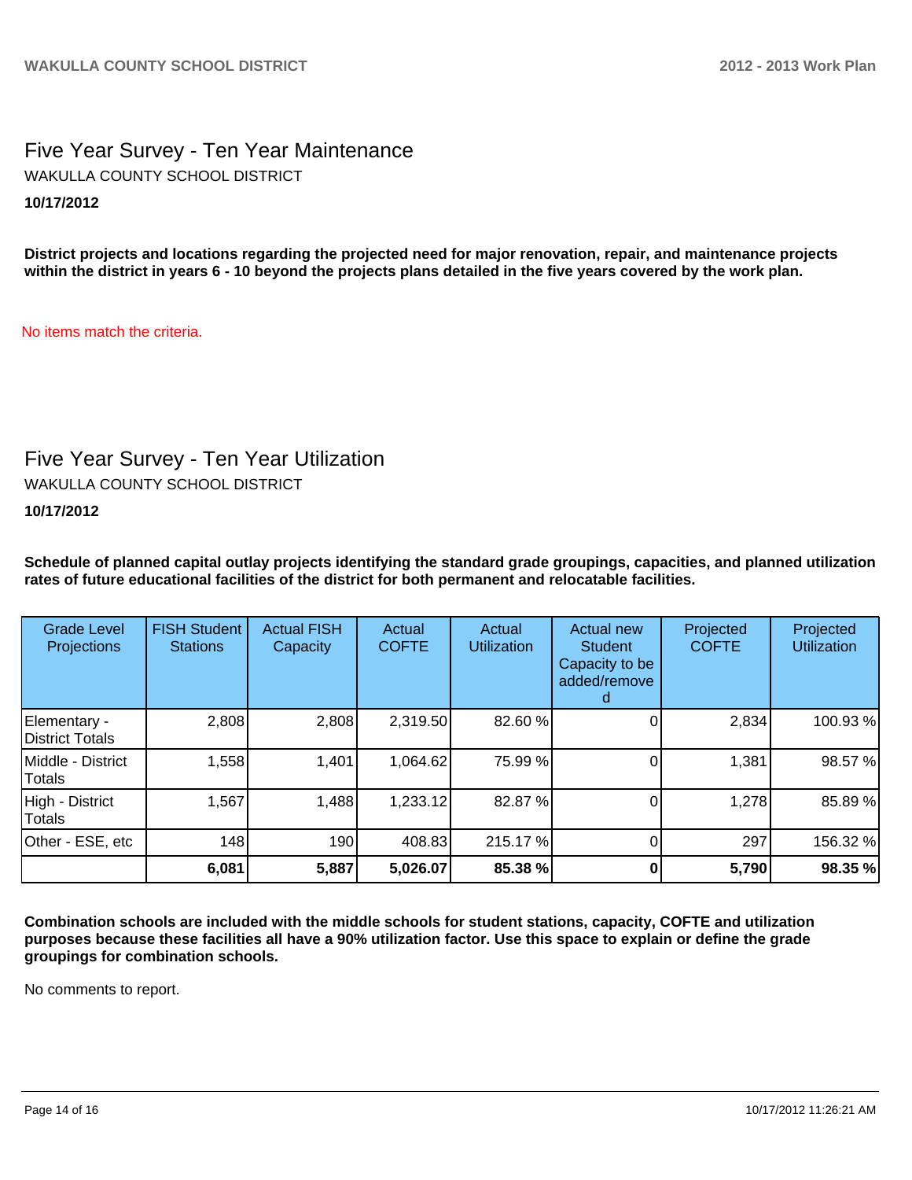# Five Year Survey - Ten Year Maintenance

WAKULLA COUNTY SCHOOL DISTRICT

**10/17/2012**

**District projects and locations regarding the projected need for major renovation, repair, and maintenance projects within the district in years 6 - 10 beyond the projects plans detailed in the five years covered by the work plan.**

No items match the criteria.

# Five Year Survey - Ten Year Utilization

WAKULLA COUNTY SCHOOL DISTRICT

**10/17/2012**

**Schedule of planned capital outlay projects identifying the standard grade groupings, capacities, and planned utilization rates of future educational facilities of the district for both permanent and relocatable facilities.**

| Grade Level Projections | FISH Student Stations | Actual FISH Capacity | Actual COFTE | Actual Utilization | Actual new Student Capacity to be added/removed | Projected COFTE | Projected Utilization |
|---|---|---|---|---|---|---|---|
| Elementary - District Totals | 2,808 | 2,808 | 2,319.50 | 82.60 % | 0 | 2,834 | 100.93 % |
| Middle - District Totals | 1,558 | 1,401 | 1,064.62 | 75.99 % | 0 | 1,381 | 98.57 % |
| High - District Totals | 1,567 | 1,488 | 1,233.12 | 82.87 % | 0 | 1,278 | 85.89 % |
| Other - ESE, etc | 148 | 190 | 408.83 | 215.17 % | 0 | 297 | 156.32 % |
| | **6,081** | **5,887** | **5,026.07** | **85.38 %** | **0** | **5,790** | **98.35 %** |

**Combination schools are included with the middle schools for student stations, capacity, COFTE and utilization purposes because these facilities all have a 90% utilization factor. Use this space to explain or define the grade groupings for combination schools.**

No comments to report.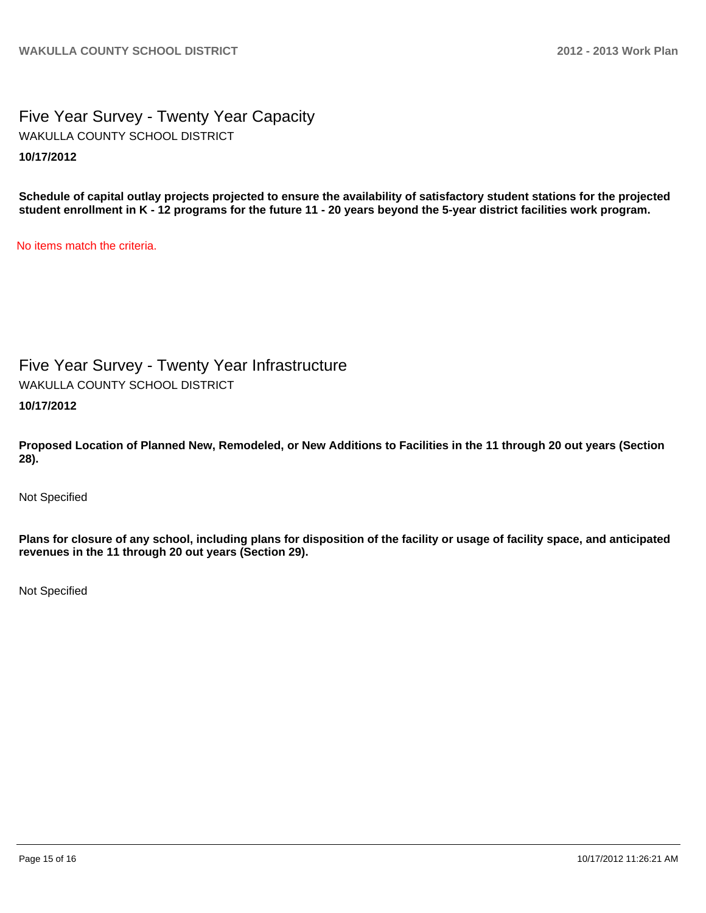## Five Year Survey - Twenty Year Capacity

WAKULLA COUNTY SCHOOL DISTRICT

**10/17/2012**

**Schedule of capital outlay projects projected to ensure the availability of satisfactory student stations for the projected student enrollment in K - 12 programs for the future 11 - 20 years beyond the 5-year district facilities work program.**

No items match the criteria.

## Five Year Survey - Twenty Year Infrastructure

WAKULLA COUNTY SCHOOL DISTRICT

**10/17/2012**

**Proposed Location of Planned New, Remodeled, or New Additions to Facilities in the 11 through 20 out years (Section 28).**

Not Specified

**Plans for closure of any school, including plans for disposition of the facility or usage of facility space, and anticipated revenues in the 11 through 20 out years (Section 29).**

Not Specified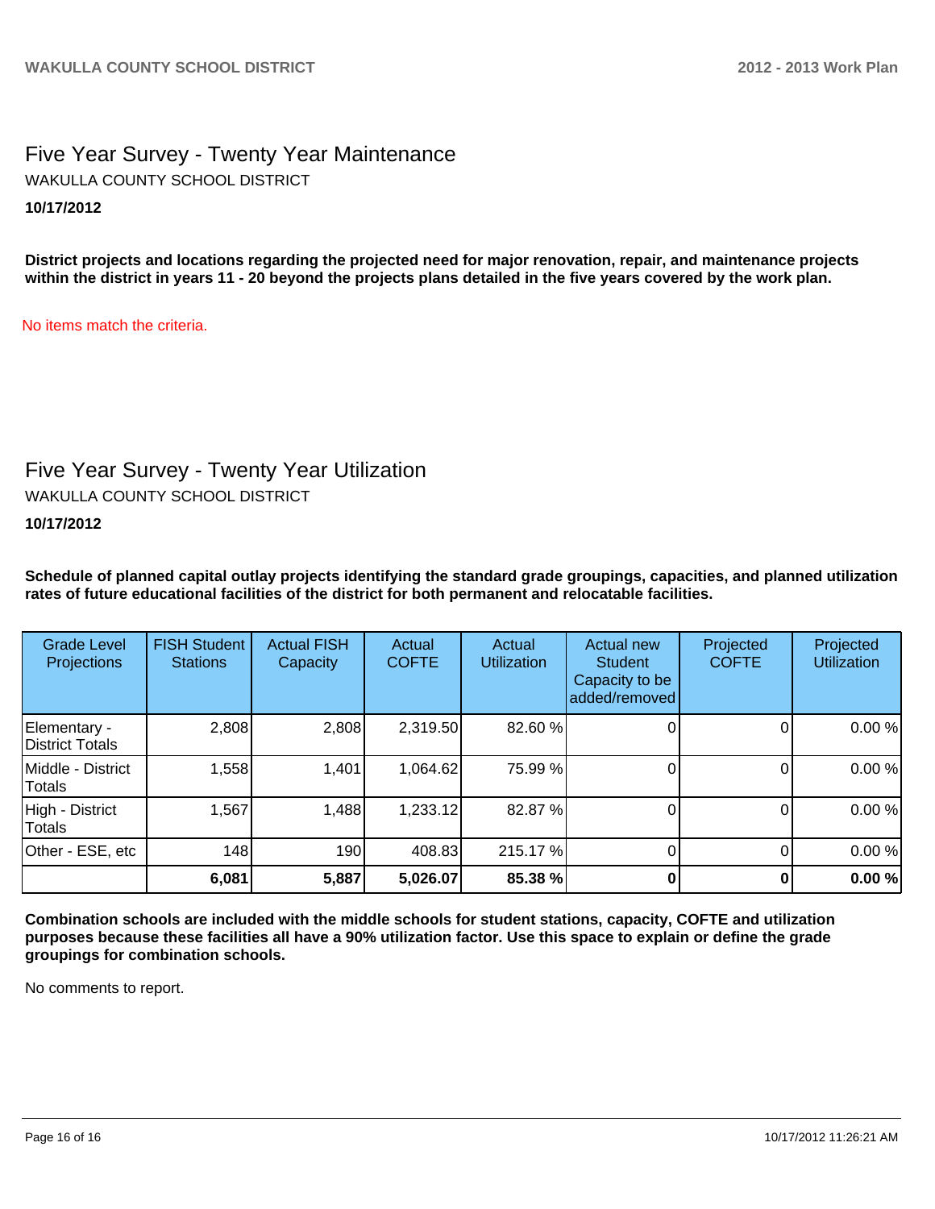# Five Year Survey - Twenty Year Maintenance

WAKULLA COUNTY SCHOOL DISTRICT

**10/17/2012**

**District projects and locations regarding the projected need for major renovation, repair, and maintenance projects within the district in years 11 - 20 beyond the projects plans detailed in the five years covered by the work plan.**

No items match the criteria.

# Five Year Survey - Twenty Year Utilization

WAKULLA COUNTY SCHOOL DISTRICT

**10/17/2012**

**Schedule of planned capital outlay projects identifying the standard grade groupings, capacities, and planned utilization rates of future educational facilities of the district for both permanent and relocatable facilities.**

| Grade Level Projections | FISH Student Stations | Actual FISH Capacity | Actual COFTE | Actual Utilization | Actual new Student Capacity to be added/removed | Projected COFTE | Projected Utilization |
|---|---|---|---|---|---|---|---|
| Elementary - District Totals | 2,808 | 2,808 | 2,319.50 | 82.60 % | 0 | 0 | 0.00 % |
| Middle - District Totals | 1,558 | 1,401 | 1,064.62 | 75.99 % | 0 | 0 | 0.00 % |
| High - District Totals | 1,567 | 1,488 | 1,233.12 | 82.87 % | 0 | 0 | 0.00 % |
| Other - ESE, etc | 148 | 190 | 408.83 | 215.17 % | 0 | 0 | 0.00 % |
| | **6,081** | **5,887** | **5,026.07** | **85.38 %** | **0** | **0** | **0.00 %** |

**Combination schools are included with the middle schools for student stations, capacity, COFTE and utilization purposes because these facilities all have a 90% utilization factor. Use this space to explain or define the grade groupings for combination schools.**

No comments to report.